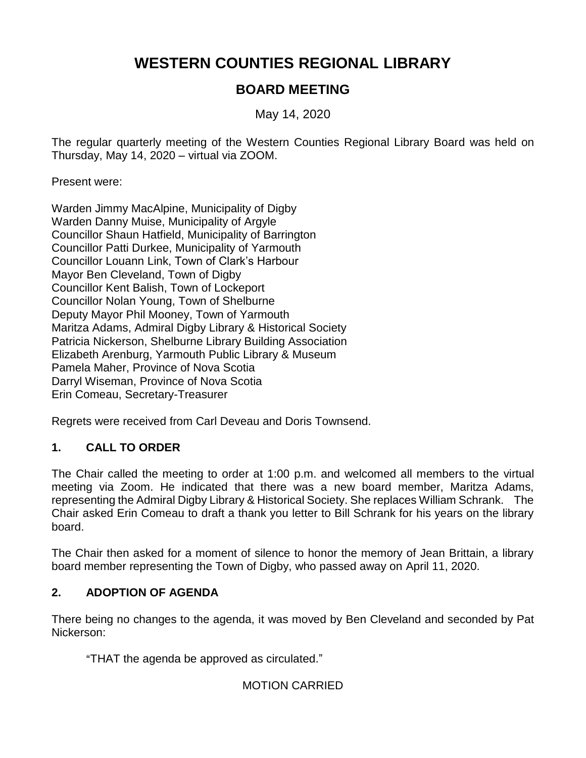# WESTERN COUNTIES REGIONAL LIBRARY

## BOARD MEETING

May 14, 2020

The regular quarterly meeting of the Western Counties Regional Library Board was held on Thursday, May 14, 2020 – virtual via ZOOM.

Present were:

Warden Jimmy MacAlpine, Municipality of Digby
Warden Danny Muise, Municipality of Argyle
Councillor Shaun Hatfield, Municipality of Barrington
Councillor Patti Durkee, Municipality of Yarmouth
Councillor Louann Link, Town of Clark's Harbour
Mayor Ben Cleveland, Town of Digby
Councillor Kent Balish, Town of Lockeport
Councillor Nolan Young, Town of Shelburne
Deputy Mayor Phil Mooney, Town of Yarmouth
Maritza Adams, Admiral Digby Library & Historical Society
Patricia Nickerson, Shelburne Library Building Association
Elizabeth Arenburg, Yarmouth Public Library & Museum
Pamela Maher, Province of Nova Scotia
Darryl Wiseman, Province of Nova Scotia
Erin Comeau, Secretary-Treasurer

Regrets were received from Carl Deveau and Doris Townsend.

### 1. CALL TO ORDER

The Chair called the meeting to order at 1:00 p.m. and welcomed all members to the virtual meeting via Zoom. He indicated that there was a new board member, Maritza Adams, representing the Admiral Digby Library & Historical Society. She replaces William Schrank. The Chair asked Erin Comeau to draft a thank you letter to Bill Schrank for his years on the library board.

The Chair then asked for a moment of silence to honor the memory of Jean Brittain, a library board member representing the Town of Digby, who passed away on April 11, 2020.

### 2. ADOPTION OF AGENDA

There being no changes to the agenda, it was moved by Ben Cleveland and seconded by Pat Nickerson:

"THAT the agenda be approved as circulated."

MOTION CARRIED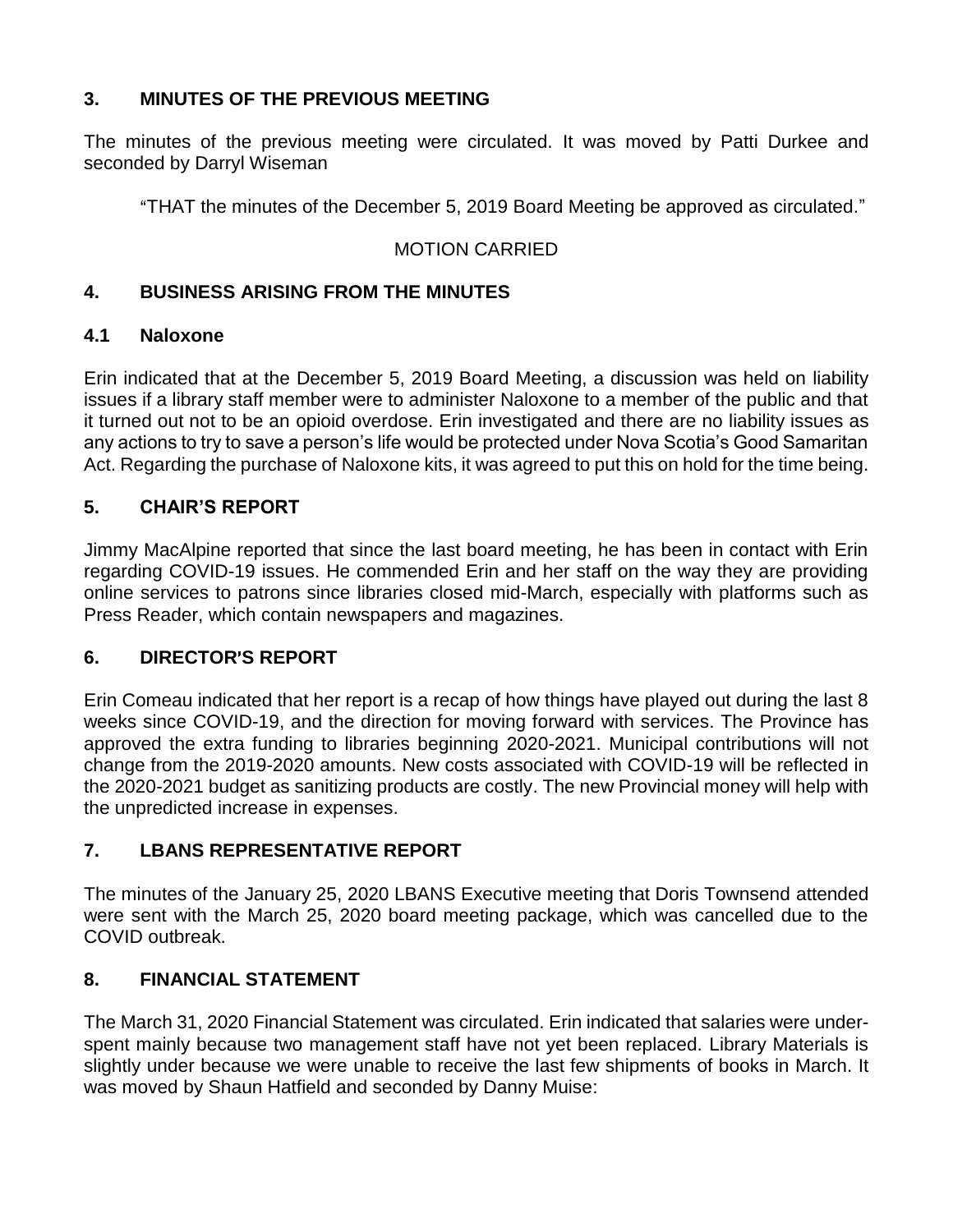## 3. MINUTES OF THE PREVIOUS MEETING

The minutes of the previous meeting were circulated. It was moved by Patti Durkee and seconded by Darryl Wiseman

"THAT the minutes of the December 5, 2019 Board Meeting be approved as circulated."

MOTION CARRIED

## 4. BUSINESS ARISING FROM THE MINUTES

### 4.1 Naloxone

Erin indicated that at the December 5, 2019 Board Meeting, a discussion was held on liability issues if a library staff member were to administer Naloxone to a member of the public and that it turned out not to be an opioid overdose. Erin investigated and there are no liability issues as any actions to try to save a person's life would be protected under Nova Scotia's Good Samaritan Act. Regarding the purchase of Naloxone kits, it was agreed to put this on hold for the time being.

## 5. CHAIR'S REPORT

Jimmy MacAlpine reported that since the last board meeting, he has been in contact with Erin regarding COVID-19 issues. He commended Erin and her staff on the way they are providing online services to patrons since libraries closed mid-March, especially with platforms such as Press Reader, which contain newspapers and magazines.

## 6. DIRECTOR'S REPORT

Erin Comeau indicated that her report is a recap of how things have played out during the last 8 weeks since COVID-19, and the direction for moving forward with services. The Province has approved the extra funding to libraries beginning 2020-2021. Municipal contributions will not change from the 2019-2020 amounts. New costs associated with COVID-19 will be reflected in the 2020-2021 budget as sanitizing products are costly. The new Provincial money will help with the unpredicted increase in expenses.

## 7. LBANS REPRESENTATIVE REPORT

The minutes of the January 25, 2020 LBANS Executive meeting that Doris Townsend attended were sent with the March 25, 2020 board meeting package, which was cancelled due to the COVID outbreak.

## 8. FINANCIAL STATEMENT

The March 31, 2020 Financial Statement was circulated. Erin indicated that salaries were under-spent mainly because two management staff have not yet been replaced. Library Materials is slightly under because we were unable to receive the last few shipments of books in March. It was moved by Shaun Hatfield and seconded by Danny Muise: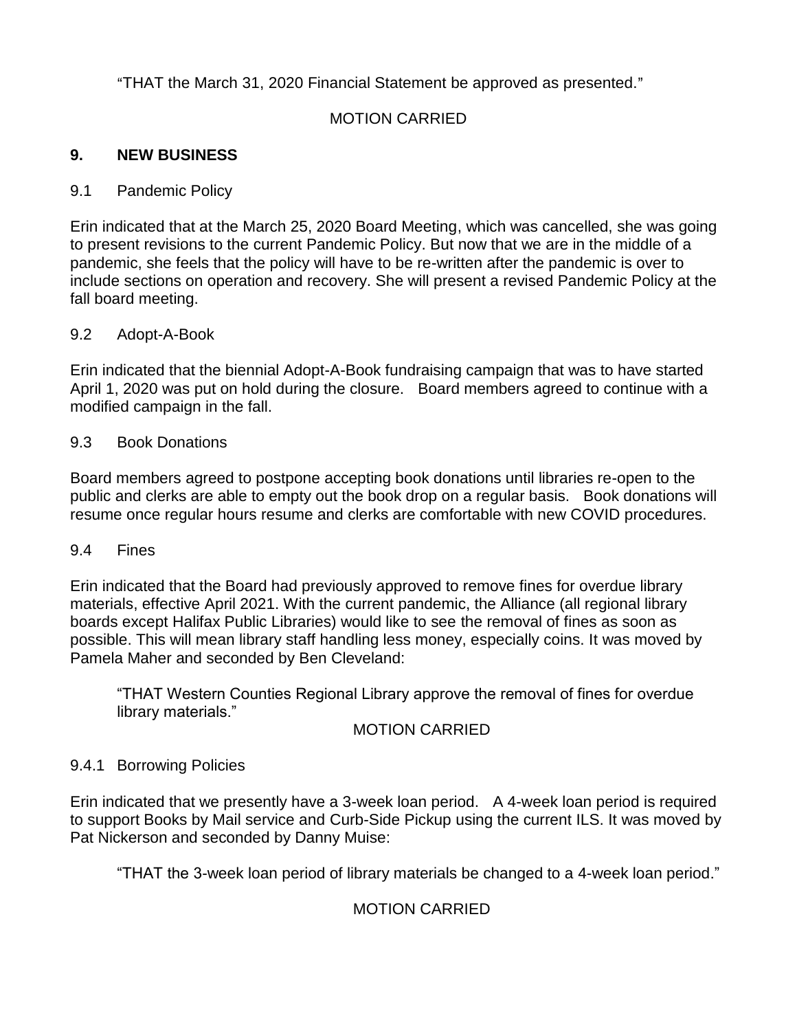"THAT the March 31, 2020 Financial Statement be approved as presented."

MOTION CARRIED

## 9. NEW BUSINESS

### 9.1 Pandemic Policy

Erin indicated that at the March 25, 2020 Board Meeting, which was cancelled, she was going to present revisions to the current Pandemic Policy. But now that we are in the middle of a pandemic, she feels that the policy will have to be re-written after the pandemic is over to include sections on operation and recovery. She will present a revised Pandemic Policy at the fall board meeting.

### 9.2 Adopt-A-Book

Erin indicated that the biennial Adopt-A-Book fundraising campaign that was to have started April 1, 2020 was put on hold during the closure. Board members agreed to continue with a modified campaign in the fall.

### 9.3 Book Donations

Board members agreed to postpone accepting book donations until libraries re-open to the public and clerks are able to empty out the book drop on a regular basis. Book donations will resume once regular hours resume and clerks are comfortable with new COVID procedures.

### 9.4 Fines

Erin indicated that the Board had previously approved to remove fines for overdue library materials, effective April 2021. With the current pandemic, the Alliance (all regional library boards except Halifax Public Libraries) would like to see the removal of fines as soon as possible. This will mean library staff handling less money, especially coins. It was moved by Pamela Maher and seconded by Ben Cleveland:

> "THAT Western Counties Regional Library approve the removal of fines for overdue library materials."

MOTION CARRIED

### 9.4.1 Borrowing Policies

Erin indicated that we presently have a 3-week loan period. A 4-week loan period is required to support Books by Mail service and Curb-Side Pickup using the current ILS. It was moved by Pat Nickerson and seconded by Danny Muise:

> "THAT the 3-week loan period of library materials be changed to a 4-week loan period."

MOTION CARRIED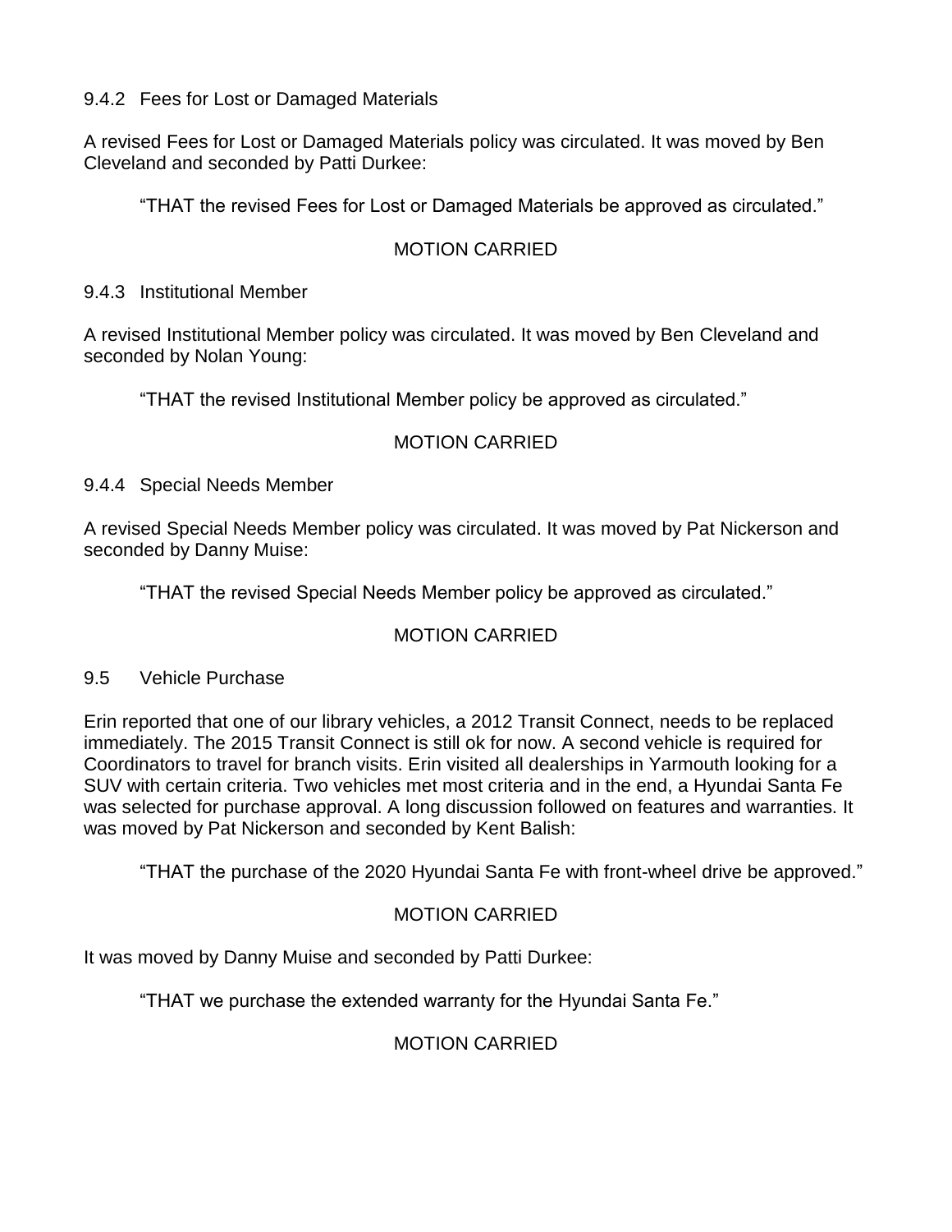9.4.2 Fees for Lost or Damaged Materials

A revised Fees for Lost or Damaged Materials policy was circulated. It was moved by Ben Cleveland and seconded by Patti Durkee:

> "THAT the revised Fees for Lost or Damaged Materials be approved as circulated."

MOTION CARRIED

9.4.3 Institutional Member

A revised Institutional Member policy was circulated. It was moved by Ben Cleveland and seconded by Nolan Young:

> "THAT the revised Institutional Member policy be approved as circulated."

MOTION CARRIED

9.4.4 Special Needs Member

A revised Special Needs Member policy was circulated. It was moved by Pat Nickerson and seconded by Danny Muise:

> "THAT the revised Special Needs Member policy be approved as circulated."

MOTION CARRIED

9.5 Vehicle Purchase

Erin reported that one of our library vehicles, a 2012 Transit Connect, needs to be replaced immediately. The 2015 Transit Connect is still ok for now. A second vehicle is required for Coordinators to travel for branch visits. Erin visited all dealerships in Yarmouth looking for a SUV with certain criteria. Two vehicles met most criteria and in the end, a Hyundai Santa Fe was selected for purchase approval. A long discussion followed on features and warranties. It was moved by Pat Nickerson and seconded by Kent Balish:

> "THAT the purchase of the 2020 Hyundai Santa Fe with front-wheel drive be approved."

MOTION CARRIED

It was moved by Danny Muise and seconded by Patti Durkee:

> "THAT we purchase the extended warranty for the Hyundai Santa Fe."

MOTION CARRIED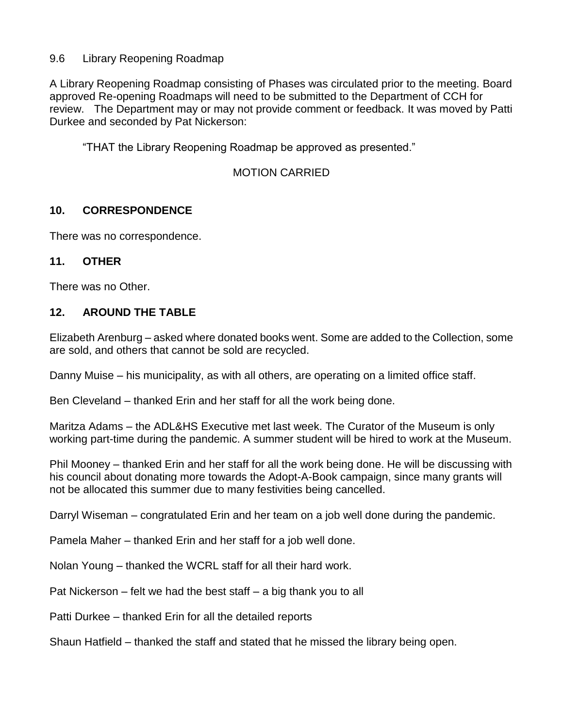9.6 Library Reopening Roadmap

A Library Reopening Roadmap consisting of Phases was circulated prior to the meeting. Board approved Re-opening Roadmaps will need to be submitted to the Department of CCH for review. The Department may or may not provide comment or feedback. It was moved by Patti Durkee and seconded by Pat Nickerson:

> "THAT the Library Reopening Roadmap be approved as presented."

MOTION CARRIED

## 10. CORRESPONDENCE

There was no correspondence.

## 11. OTHER

There was no Other.

## 12. AROUND THE TABLE

Elizabeth Arenburg – asked where donated books went. Some are added to the Collection, some are sold, and others that cannot be sold are recycled.

Danny Muise – his municipality, as with all others, are operating on a limited office staff.

Ben Cleveland – thanked Erin and her staff for all the work being done.

Maritza Adams – the ADL&HS Executive met last week. The Curator of the Museum is only working part-time during the pandemic. A summer student will be hired to work at the Museum.

Phil Mooney – thanked Erin and her staff for all the work being done. He will be discussing with his council about donating more towards the Adopt-A-Book campaign, since many grants will not be allocated this summer due to many festivities being cancelled.

Darryl Wiseman – congratulated Erin and her team on a job well done during the pandemic.

Pamela Maher – thanked Erin and her staff for a job well done.

Nolan Young – thanked the WCRL staff for all their hard work.

Pat Nickerson – felt we had the best staff – a big thank you to all

Patti Durkee – thanked Erin for all the detailed reports

Shaun Hatfield – thanked the staff and stated that he missed the library being open.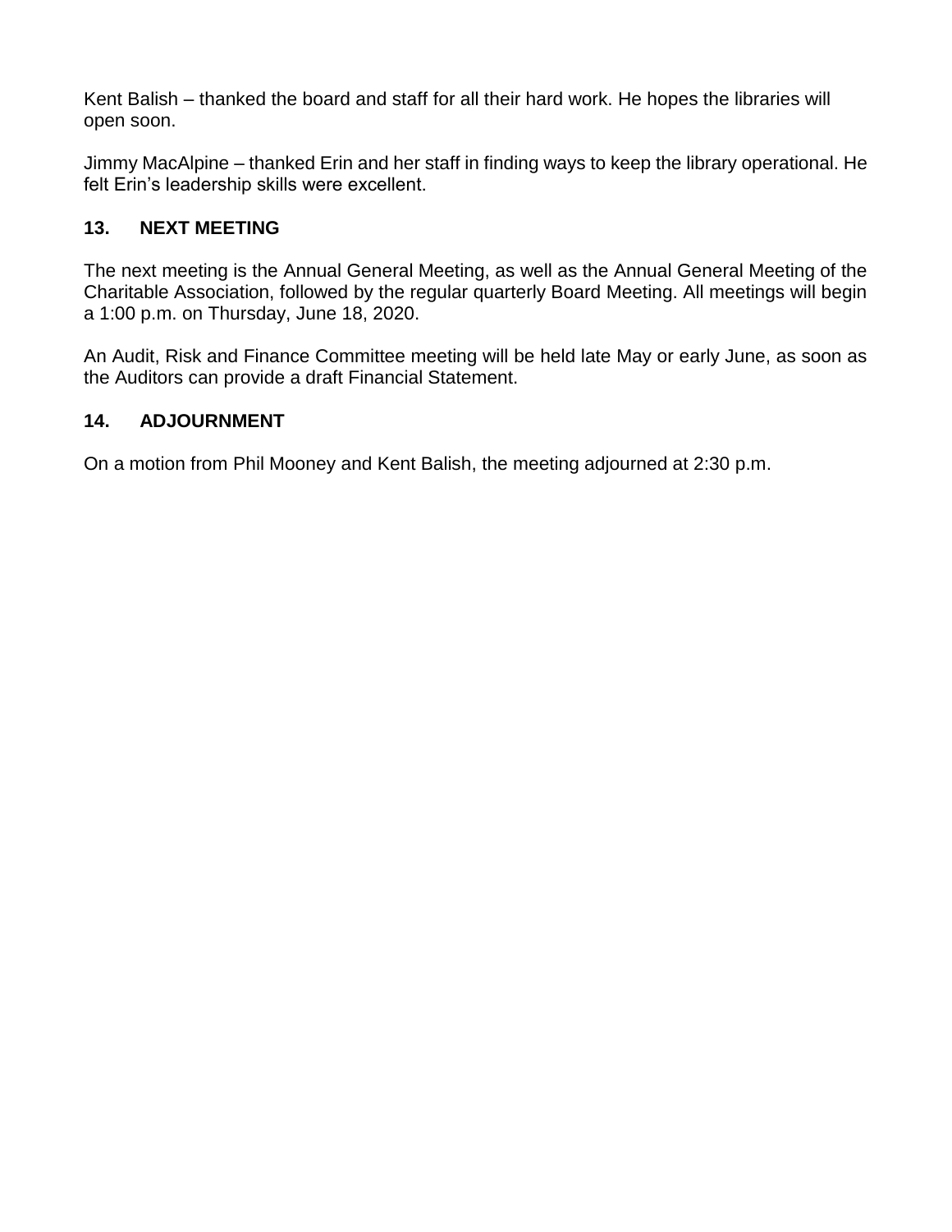Kent Balish – thanked the board and staff for all their hard work. He hopes the libraries will open soon.

Jimmy MacAlpine – thanked Erin and her staff in finding ways to keep the library operational. He felt Erin's leadership skills were excellent.

## 13. NEXT MEETING

The next meeting is the Annual General Meeting, as well as the Annual General Meeting of the Charitable Association, followed by the regular quarterly Board Meeting. All meetings will begin a 1:00 p.m. on Thursday, June 18, 2020.

An Audit, Risk and Finance Committee meeting will be held late May or early June, as soon as the Auditors can provide a draft Financial Statement.

## 14. ADJOURNMENT

On a motion from Phil Mooney and Kent Balish, the meeting adjourned at 2:30 p.m.